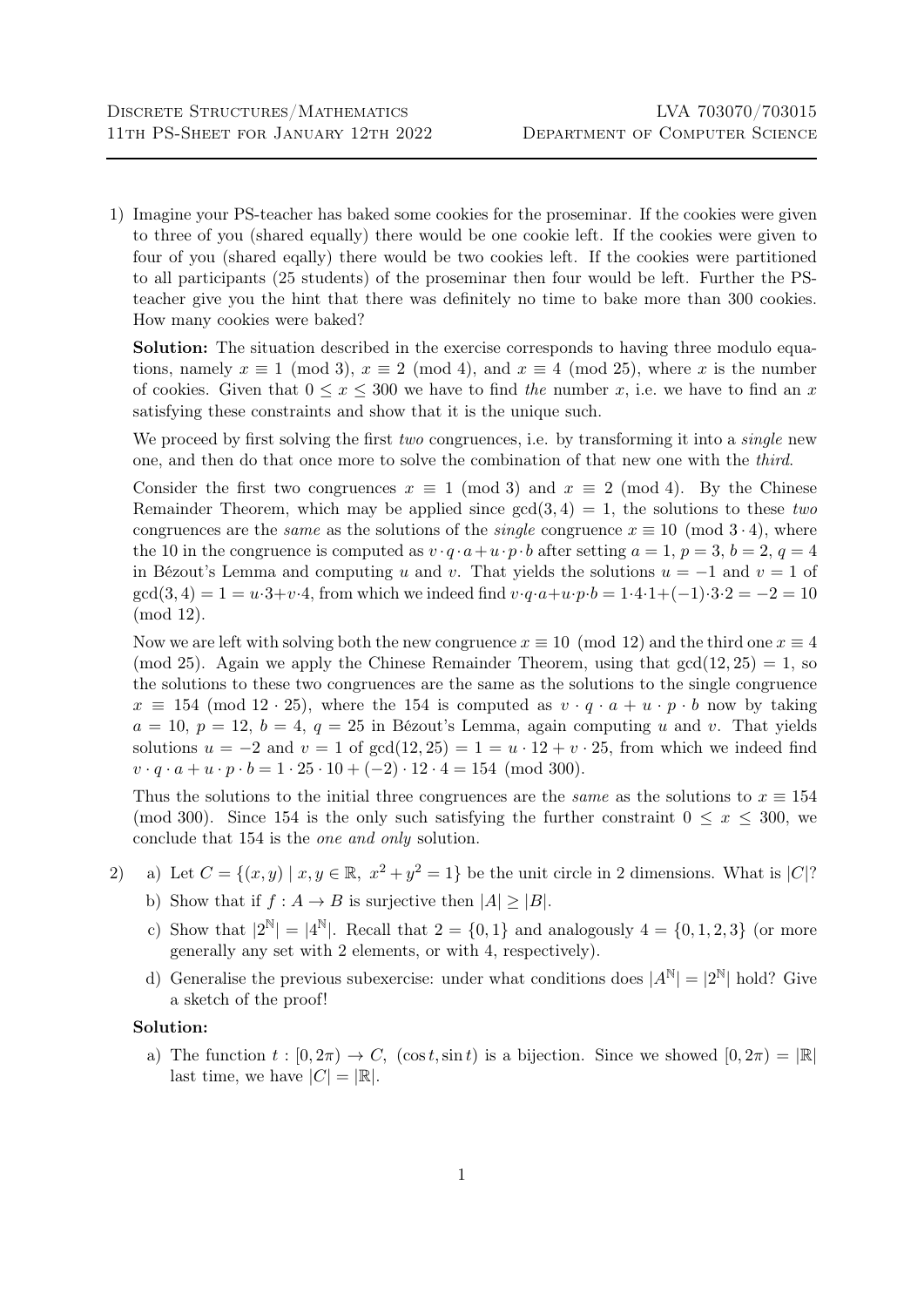1) Imagine your PS-teacher has baked some cookies for the proseminar. If the cookies were given to three of you (shared equally) there would be one cookie left. If the cookies were given to four of you (shared eqally) there would be two cookies left. If the cookies were partitioned to all participants (25 students) of the proseminar then four would be left. Further the PS-teacher give you the hint that there was definitely no time to bake more than 300 cookies. How many cookies were baked?

   **Solution:** The situation described in the exercise corresponds to having three modulo equations, namely $x \equiv 1 \pmod 3$, $x \equiv 2 \pmod 4$, and $x \equiv 4 \pmod{25}$, where $x$ is the number of cookies. Given that $0 \leq x \leq 300$ we have to find *the* number $x$, i.e. we have to find an $x$ satisfying these constraints and show that it is the unique such.

   We proceed by first solving the first *two* congruences, i.e. by transforming it into a *single* new one, and then do that once more to solve the combination of that new one with the *third*.

   Consider the first two congruences $x \equiv 1 \pmod 3$ and $x \equiv 2 \pmod 4$. By the Chinese Remainder Theorem, which may be applied since $\gcd(3, 4) = 1$, the solutions to these *two* congruences are the *same* as the solutions of the *single* congruence $x \equiv 10 \pmod{3 \cdot 4}$, where the 10 in the congruence is computed as $v \cdot q \cdot a + u \cdot p \cdot b$ after setting $a = 1$, $p = 3$, $b = 2$, $q = 4$ in Bézout's Lemma and computing $u$ and $v$. That yields the solutions $u = -1$ and $v = 1$ of $\gcd(3, 4) = 1 = u \cdot 3 + v \cdot 4$, from which we indeed find $v \cdot q \cdot a + u \cdot p \cdot b = 1 \cdot 4 \cdot 1 + (-1) \cdot 3 \cdot 2 = -2 = 10 \pmod{12}$.

   Now we are left with solving both the new congruence $x \equiv 10 \pmod{12}$ and the third one $x \equiv 4 \pmod{25}$. Again we apply the Chinese Remainder Theorem, using that $\gcd(12, 25) = 1$, so the solutions to these two congruences are the same as the solutions to the single congruence $x \equiv 154 \pmod{12 \cdot 25}$, where the 154 is computed as $v \cdot q \cdot a + u \cdot p \cdot b$ now by taking $a = 10$, $p = 12$, $b = 4$, $q = 25$ in Bézout's Lemma, again computing $u$ and $v$. That yields solutions $u = -2$ and $v = 1$ of $\gcd(12, 25) = 1 = u \cdot 12 + v \cdot 25$, from which we indeed find $v \cdot q \cdot a + u \cdot p \cdot b = 1 \cdot 25 \cdot 10 + (-2) \cdot 12 \cdot 4 = 154 \pmod{300}$.

   Thus the solutions to the initial three congruences are the *same* as the solutions to $x \equiv 154 \pmod{300}$. Since 154 is the only such satisfying the further constraint $0 \leq x \leq 300$, we conclude that 154 is the *one and only* solution.

2) a) Let $C = \{(x, y) \mid x, y \in \mathbb{R},\ x^2 + y^2 = 1\}$ be the unit circle in 2 dimensions. What is $|C|$?

   b) Show that if $f : A \to B$ is surjective then $|A| \geq |B|$.

   c) Show that $|2^{\mathbb{N}}| = |4^{\mathbb{N}}|$. Recall that $2 = \{0, 1\}$ and analogously $4 = \{0, 1, 2, 3\}$ (or more generally any set with 2 elements, or with 4, respectively).

   d) Generalise the previous subexercise: under what conditions does $|A^{\mathbb{N}}| = |2^{\mathbb{N}}|$ hold? Give a sketch of the proof!

   **Solution:**

   a) The function $t : [0, 2\pi) \to C,\ (\cos t, \sin t)$ is a bijection. Since we showed $[0, 2\pi) = |\mathbb{R}|$ last time, we have $|C| = |\mathbb{R}|$.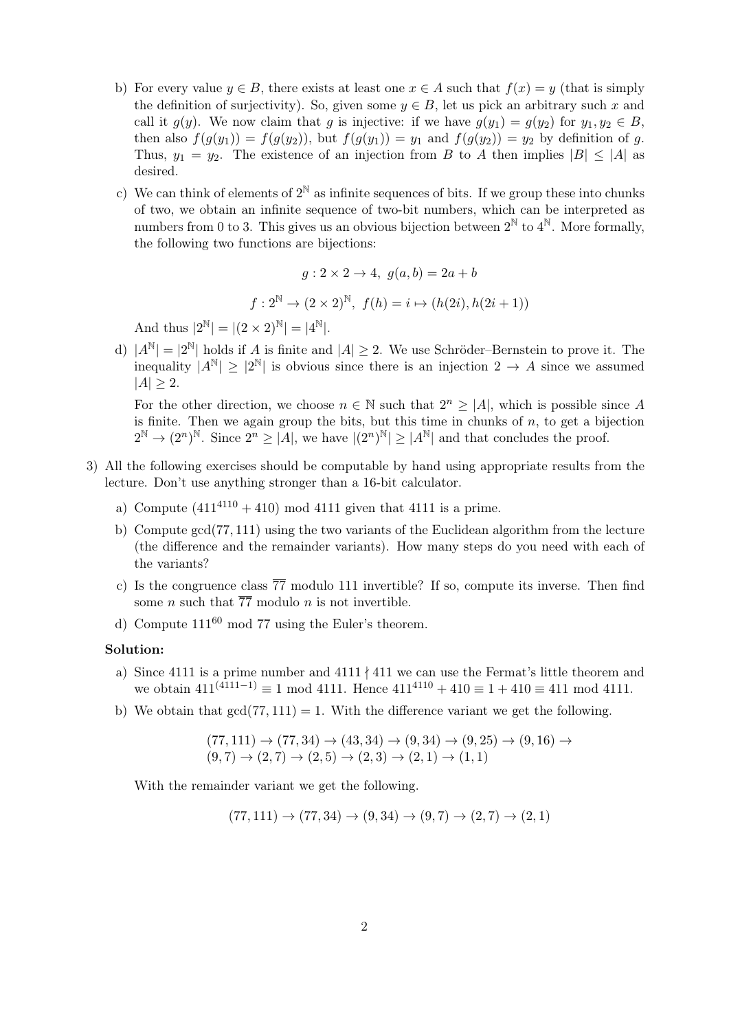b) For every value $y \in B$, there exists at least one $x \in A$ such that $f(x) = y$ (that is simply the definition of surjectivity). So, given some $y \in B$, let us pick an arbitrary such $x$ and call it $g(y)$. We now claim that $g$ is injective: if we have $g(y_1) = g(y_2)$ for $y_1, y_2 \in B$, then also $f(g(y_1)) = f(g(y_2))$, but $f(g(y_1)) = y_1$ and $f(g(y_2)) = y_2$ by definition of $g$. Thus, $y_1 = y_2$. The existence of an injection from $B$ to $A$ then implies $|B| \leq |A|$ as desired.

c) We can think of elements of $2^{\mathbb{N}}$ as infinite sequences of bits. If we group these into chunks of two, we obtain an infinite sequence of two-bit numbers, which can be interpreted as numbers from 0 to 3. This gives us an obvious bijection between $2^{\mathbb{N}}$ to $4^{\mathbb{N}}$. More formally, the following two functions are bijections:

$$g : 2 \times 2 \to 4, \; g(a, b) = 2a + b$$

$$f : 2^{\mathbb{N}} \to (2 \times 2)^{\mathbb{N}}, \; f(h) = i \mapsto (h(2i), h(2i + 1))$$

And thus $|2^{\mathbb{N}}| = |(2 \times 2)^{\mathbb{N}}| = |4^{\mathbb{N}}|$.

d) $|A^{\mathbb{N}}| = |2^{\mathbb{N}}|$ holds if $A$ is finite and $|A| \geq 2$. We use Schröder–Bernstein to prove it. The inequality $|A^{\mathbb{N}}| \geq |2^{\mathbb{N}}|$ is obvious since there is an injection $2 \to A$ since we assumed $|A| \geq 2$.

For the other direction, we choose $n \in \mathbb{N}$ such that $2^n \geq |A|$, which is possible since $A$ is finite. Then we again group the bits, but this time in chunks of $n$, to get a bijection $2^{\mathbb{N}} \to (2^n)^{\mathbb{N}}$. Since $2^n \geq |A|$, we have $|(2^n)^{\mathbb{N}}| \geq |A^{\mathbb{N}}|$ and that concludes the proof.

3) All the following exercises should be computable by hand using appropriate results from the lecture. Don't use anything stronger than a 16-bit calculator.

a) Compute $(411^{4110} + 410) \bmod 4111$ given that 4111 is a prime.

b) Compute $\gcd(77, 111)$ using the two variants of the Euclidean algorithm from the lecture (the difference and the remainder variants). How many steps do you need with each of the variants?

c) Is the congruence class $\overline{77}$ modulo 111 invertible? If so, compute its inverse. Then find some $n$ such that $\overline{77}$ modulo $n$ is not invertible.

d) Compute $111^{60} \bmod 77$ using the Euler's theorem.

**Solution:**

a) Since 4111 is a prime number and $4111 \nmid 411$ we can use the Fermat's little theorem and we obtain $411^{(4111-1)} \equiv 1 \bmod 4111$. Hence $411^{4110} + 410 \equiv 1 + 410 \equiv 411 \bmod 4111$.

b) We obtain that $\gcd(77, 111) = 1$. With the difference variant we get the following.

$$(77, 111) \to (77, 34) \to (43, 34) \to (9, 34) \to (9, 25) \to (9, 16) \to$$
$$(9, 7) \to (2, 7) \to (2, 5) \to (2, 3) \to (2, 1) \to (1, 1)$$

With the remainder variant we get the following.

$$(77, 111) \to (77, 34) \to (9, 34) \to (9, 7) \to (2, 7) \to (2, 1)$$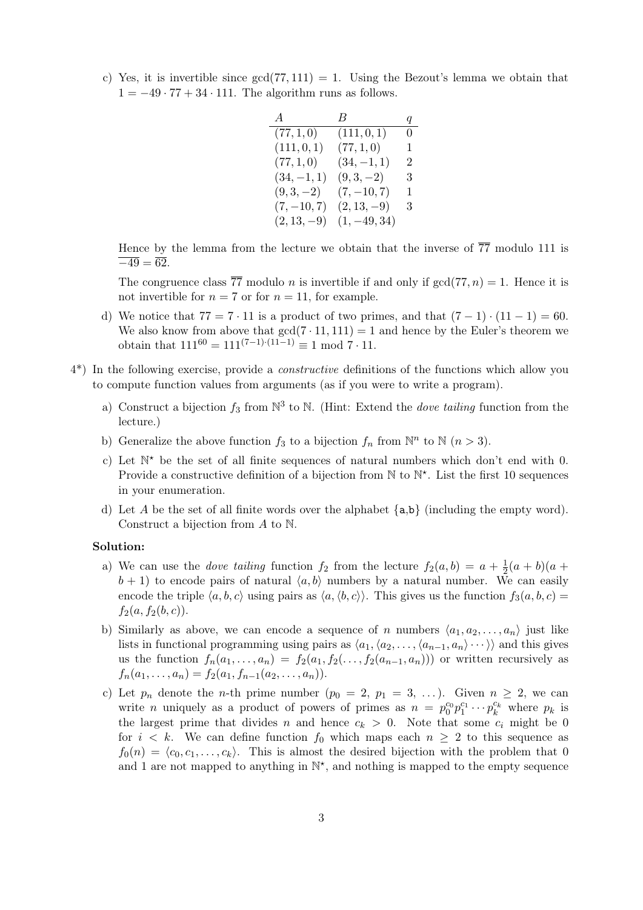c) Yes, it is invertible since $\gcd(77, 111) = 1$. Using the Bezout's lemma we obtain that $1 = -49 \cdot 77 + 34 \cdot 111$. The algorithm runs as follows.

| $A$ | $B$ | $q$ |
|---|---|---|
| $(77, 1, 0)$ | $(111, 0, 1)$ | 0 |
| $(111, 0, 1)$ | $(77, 1, 0)$ | 1 |
| $(77, 1, 0)$ | $(34, -1, 1)$ | 2 |
| $(34, -1, 1)$ | $(9, 3, -2)$ | 3 |
| $(9, 3, -2)$ | $(7, -10, 7)$ | 1 |
| $(7, -10, 7)$ | $(2, 13, -9)$ | 3 |
| $(2, 13, -9)$ | $(1, -49, 34)$ | |

Hence by the lemma from the lecture we obtain that the inverse of $\overline{77}$ modulo 111 is $\overline{-49} = \overline{62}$.

The congruence class $\overline{77}$ modulo $n$ is invertible if and only if $\gcd(77, n) = 1$. Hence it is not invertible for $n = 7$ or for $n = 11$, for example.

d) We notice that $77 = 7 \cdot 11$ is a product of two primes, and that $(7-1)\cdot(11-1) = 60$. We also know from above that $\gcd(7 \cdot 11, 111) = 1$ and hence by the Euler's theorem we obtain that $111^{60} = 111^{(7-1)\cdot(11-1)} \equiv 1 \bmod 7 \cdot 11$.

4*) In the following exercise, provide a *constructive* definitions of the functions which allow you to compute function values from arguments (as if you were to write a program).

a) Construct a bijection $f_3$ from $\mathbb{N}^3$ to $\mathbb{N}$. (Hint: Extend the *dove tailing* function from the lecture.)

b) Generalize the above function $f_3$ to a bijection $f_n$ from $\mathbb{N}^n$ to $\mathbb{N}$ ($n > 3$).

c) Let $\mathbb{N}^\star$ be the set of all finite sequences of natural numbers which don't end with 0. Provide a constructive definition of a bijection from $\mathbb{N}$ to $\mathbb{N}^\star$. List the first 10 sequences in your enumeration.

d) Let $A$ be the set of all finite words over the alphabet $\{\mathtt{a}, \mathtt{b}\}$ (including the empty word). Construct a bijection from $A$ to $\mathbb{N}$.

**Solution:**

a) We can use the *dove tailing* function $f_2$ from the lecture $f_2(a, b) = a + \frac{1}{2}(a+b)(a+b+1)$ to encode pairs of natural $\langle a, b\rangle$ numbers by a natural number. We can easily encode the triple $\langle a, b, c\rangle$ using pairs as $\langle a, \langle b, c\rangle\rangle$. This gives us the function $f_3(a, b, c) = f_2(a, f_2(b, c))$.

b) Similarly as above, we can encode a sequence of $n$ numbers $\langle a_1, a_2, \ldots, a_n\rangle$ just like lists in functional programming using pairs as $\langle a_1, \langle a_2, \ldots, \langle a_{n-1}, a_n\rangle \cdots\rangle\rangle$ and this gives us the function $f_n(a_1, \ldots, a_n) = f_2(a_1, f_2(\ldots, f_2(a_{n-1}, a_n)))$ or written recursively as $f_n(a_1, \ldots, a_n) = f_2(a_1, f_{n-1}(a_2, \ldots, a_n))$.

c) Let $p_n$ denote the $n$-th prime number ($p_0 = 2$, $p_1 = 3$, $\ldots$). Given $n \geq 2$, we can write $n$ uniquely as a product of powers of primes as $n = p_0^{c_0} p_1^{c_1} \cdots p_k^{c_k}$ where $p_k$ is the largest prime that divides $n$ and hence $c_k > 0$. Note that some $c_i$ might be 0 for $i < k$. We can define function $f_0$ which maps each $n \geq 2$ to this sequence as $f_0(n) = \langle c_0, c_1, \ldots, c_k\rangle$. This is almost the desired bijection with the problem that 0 and 1 are not mapped to anything in $\mathbb{N}^\star$, and nothing is mapped to the empty sequence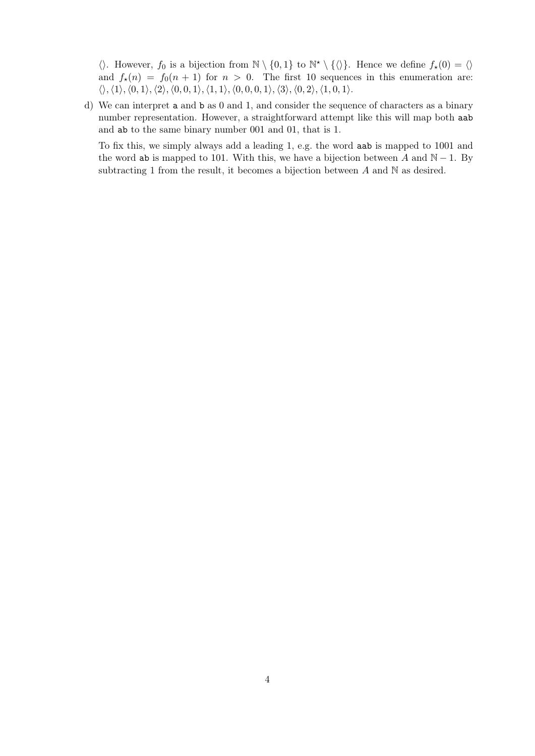$\langle\rangle$. However, $f_0$ is a bijection from $\mathbb{N} \setminus \{0, 1\}$ to $\mathbb{N}^\star \setminus \{\langle\rangle\}$. Hence we define $f_\star(0) = \langle\rangle$ and $f_\star(n) = f_0(n + 1)$ for $n > 0$. The first 10 sequences in this enumeration are: $\langle\rangle, \langle 1\rangle, \langle 0, 1\rangle, \langle 2\rangle, \langle 0, 0, 1\rangle, \langle 1, 1\rangle, \langle 0, 0, 0, 1\rangle, \langle 3\rangle, \langle 0, 2\rangle, \langle 1, 0, 1\rangle$.

d) We can interpret `a` and `b` as 0 and 1, and consider the sequence of characters as a binary number representation. However, a straightforward attempt like this will map both `aab` and `ab` to the same binary number 001 and 01, that is 1.

   To fix this, we simply always add a leading 1, e.g. the word `aab` is mapped to 1001 and the word `ab` is mapped to 101. With this, we have a bijection between $A$ and $\mathbb{N} - 1$. By subtracting 1 from the result, it becomes a bijection between $A$ and $\mathbb{N}$ as desired.